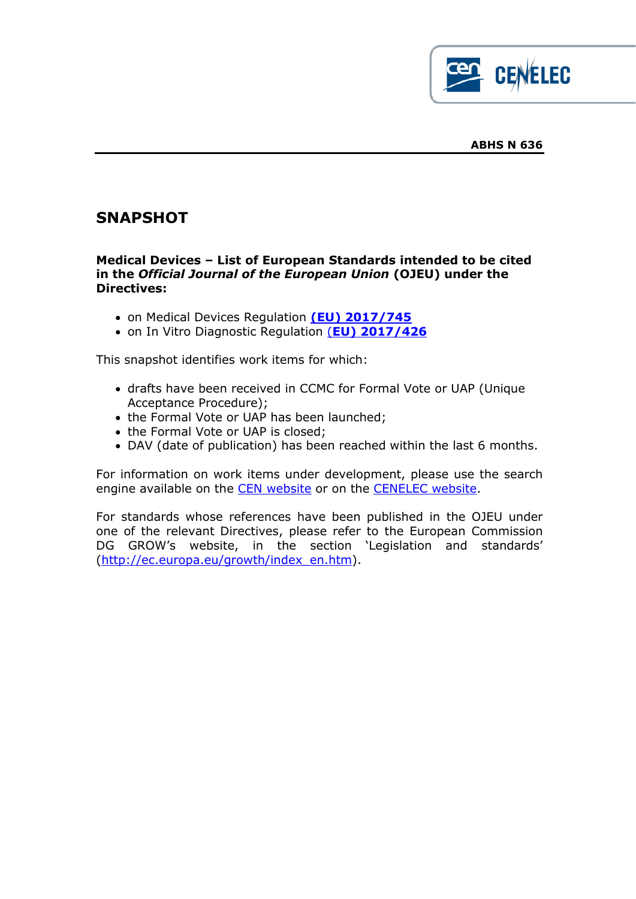**ABHS N 636**

# SNAPSHOT

**Medical Devices – List of European Standards intended to be cited in the *Official Journal of the European Union* (OJEU) under the Directives:**

- on Medical Devices Regulation **(EU) 2017/745**
- on In Vitro Diagnostic Regulation **(EU) 2017/426**

This snapshot identifies work items for which:

- drafts have been received in CCMC for Formal Vote or UAP (Unique Acceptance Procedure);
- the Formal Vote or UAP has been launched;
- the Formal Vote or UAP is closed;
- DAV (date of publication) has been reached within the last 6 months.

For information on work items under development, please use the search engine available on the CEN website or on the CENELEC website.

For standards whose references have been published in the OJEU under one of the relevant Directives, please refer to the European Commission DG GROW's website, in the section 'Legislation and standards' (http://ec.europa.eu/growth/index_en.htm).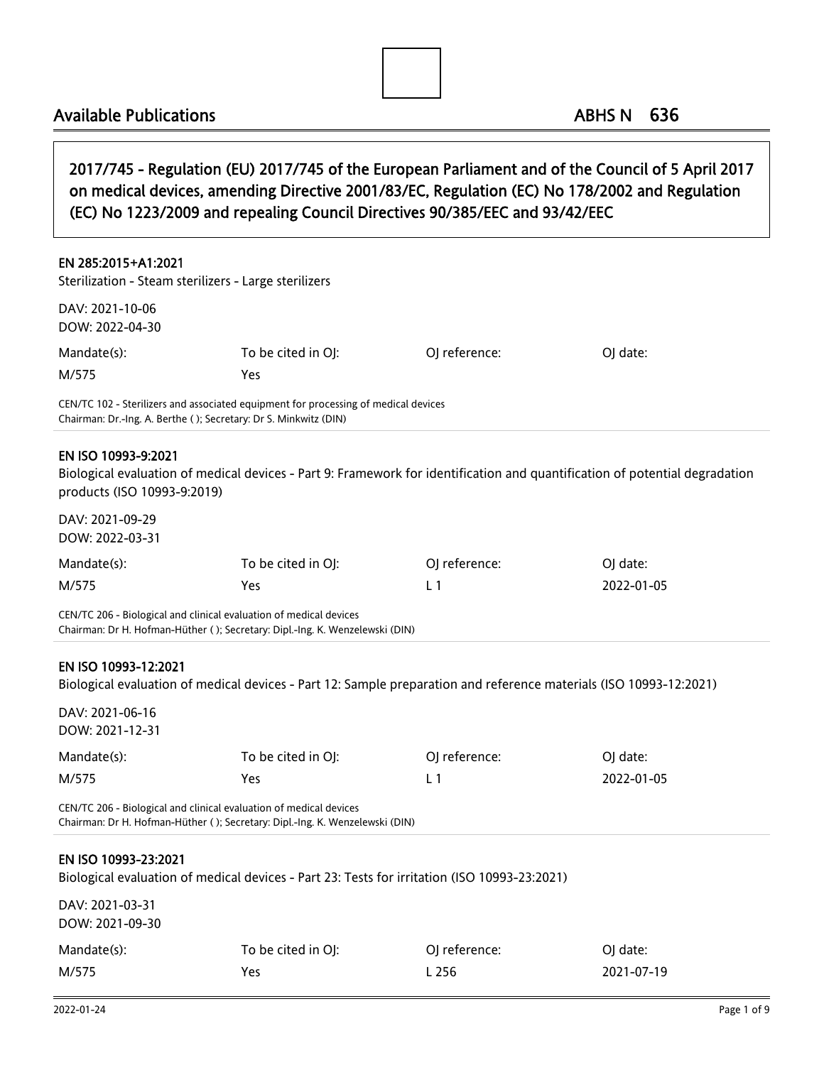# Available Publications — ABHS N 636

## 2017/745 - Regulation (EU) 2017/745 of the European Parliament and of the Council of 5 April 2017 on medical devices, amending Directive 2001/83/EC, Regulation (EC) No 178/2002 and Regulation (EC) No 1223/2009 and repealing Council Directives 90/385/EEC and 93/42/EEC

### EN 285:2015+A1:2021

Sterilization - Steam sterilizers - Large sterilizers

DAV: 2021-10-06
DOW: 2022-04-30

| Mandate(s): | To be cited in OJ: | OJ reference: | OJ date: |
|---|---|---|---|
| M/575 | Yes | | |

CEN/TC 102 - Sterilizers and associated equipment for processing of medical devices
Chairman: Dr.-Ing. A. Berthe ( ); Secretary: Dr S. Minkwitz (DIN)

### EN ISO 10993-9:2021

Biological evaluation of medical devices - Part 9: Framework for identification and quantification of potential degradation products (ISO 10993-9:2019)

DAV: 2021-09-29
DOW: 2022-03-31

| Mandate(s): | To be cited in OJ: | OJ reference: | OJ date: |
|---|---|---|---|
| M/575 | Yes | L 1 | 2022-01-05 |

CEN/TC 206 - Biological and clinical evaluation of medical devices
Chairman: Dr H. Hofman-Hüther ( ); Secretary: Dipl.-Ing. K. Wenzelewski (DIN)

### EN ISO 10993-12:2021

Biological evaluation of medical devices - Part 12: Sample preparation and reference materials (ISO 10993-12:2021)

DAV: 2021-06-16
DOW: 2021-12-31

| Mandate(s): | To be cited in OJ: | OJ reference: | OJ date: |
|---|---|---|---|
| M/575 | Yes | L 1 | 2022-01-05 |

CEN/TC 206 - Biological and clinical evaluation of medical devices
Chairman: Dr H. Hofman-Hüther ( ); Secretary: Dipl.-Ing. K. Wenzelewski (DIN)

### EN ISO 10993-23:2021

Biological evaluation of medical devices - Part 23: Tests for irritation (ISO 10993-23:2021)

DAV: 2021-03-31
DOW: 2021-09-30

| Mandate(s): | To be cited in OJ: | OJ reference: | OJ date: |
|---|---|---|---|
| M/575 | Yes | L 256 | 2021-07-19 |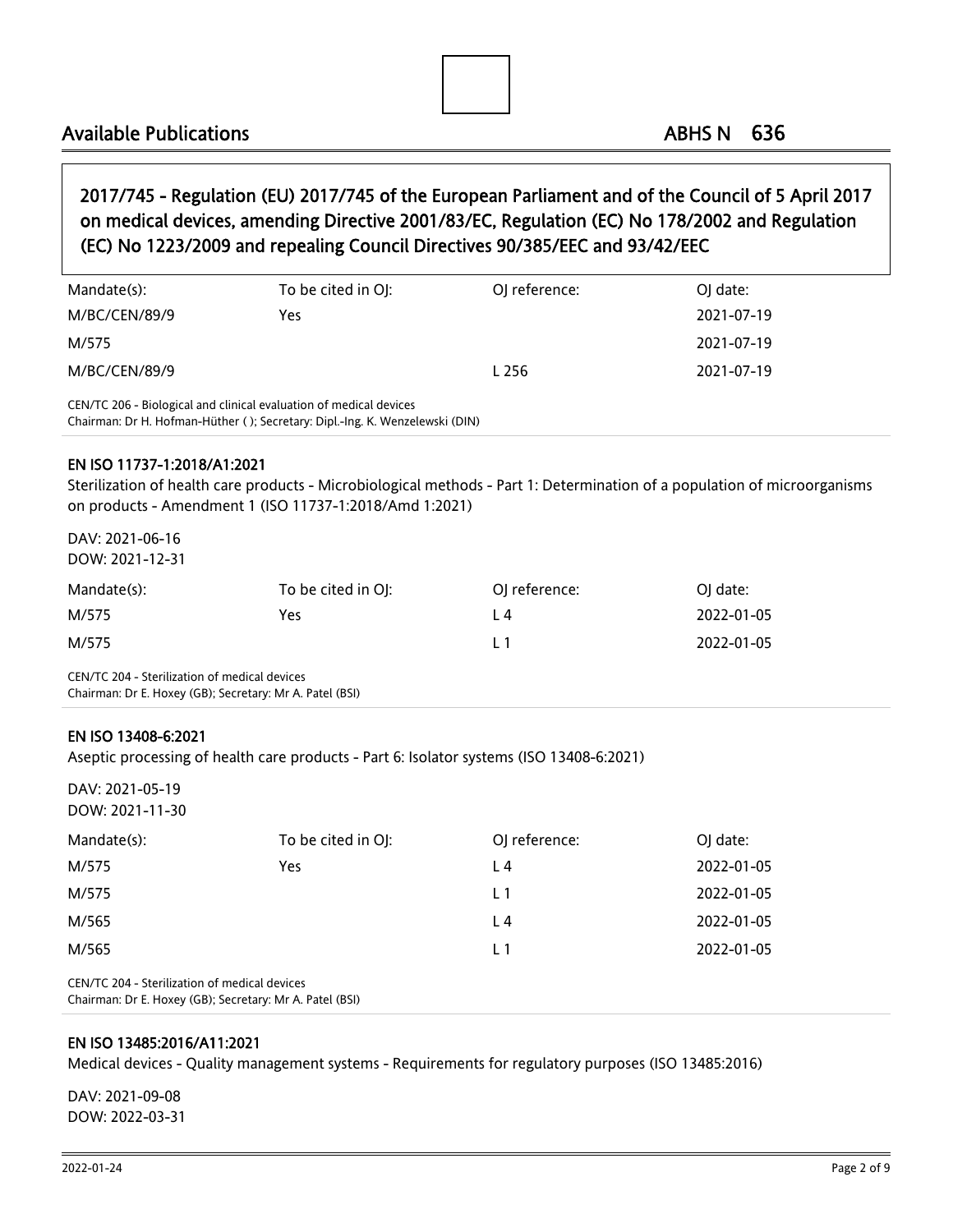# Available Publications

ABHS N 636

## 2017/745 - Regulation (EU) 2017/745 of the European Parliament and of the Council of 5 April 2017 on medical devices, amending Directive 2001/83/EC, Regulation (EC) No 178/2002 and Regulation (EC) No 1223/2009 and repealing Council Directives 90/385/EEC and 93/42/EEC

| Mandate(s): | To be cited in OJ: | OJ reference: | OJ date: |
|---|---|---|---|
| M/BC/CEN/89/9 | Yes | | 2021-07-19 |
| M/575 | | | 2021-07-19 |
| M/BC/CEN/89/9 | | L 256 | 2021-07-19 |

CEN/TC 206 - Biological and clinical evaluation of medical devices
Chairman: Dr H. Hofman-Hüther ( ); Secretary: Dipl.-Ing. K. Wenzelewski (DIN)

### EN ISO 11737-1:2018/A1:2021

Sterilization of health care products - Microbiological methods - Part 1: Determination of a population of microorganisms on products - Amendment 1 (ISO 11737-1:2018/Amd 1:2021)

DAV: 2021-06-16
DOW: 2021-12-31

| Mandate(s): | To be cited in OJ: | OJ reference: | OJ date: |
|---|---|---|---|
| M/575 | Yes | L 4 | 2022-01-05 |
| M/575 | | L 1 | 2022-01-05 |

CEN/TC 204 - Sterilization of medical devices
Chairman: Dr E. Hoxey (GB); Secretary: Mr A. Patel (BSI)

### EN ISO 13408-6:2021

Aseptic processing of health care products - Part 6: Isolator systems (ISO 13408-6:2021)

DAV: 2021-05-19
DOW: 2021-11-30

| Mandate(s): | To be cited in OJ: | OJ reference: | OJ date: |
|---|---|---|---|
| M/575 | Yes | L 4 | 2022-01-05 |
| M/575 | | L 1 | 2022-01-05 |
| M/565 | | L 4 | 2022-01-05 |
| M/565 | | L 1 | 2022-01-05 |

CEN/TC 204 - Sterilization of medical devices
Chairman: Dr E. Hoxey (GB); Secretary: Mr A. Patel (BSI)

### EN ISO 13485:2016/A11:2021

Medical devices - Quality management systems - Requirements for regulatory purposes (ISO 13485:2016)

DAV: 2021-09-08
DOW: 2022-03-31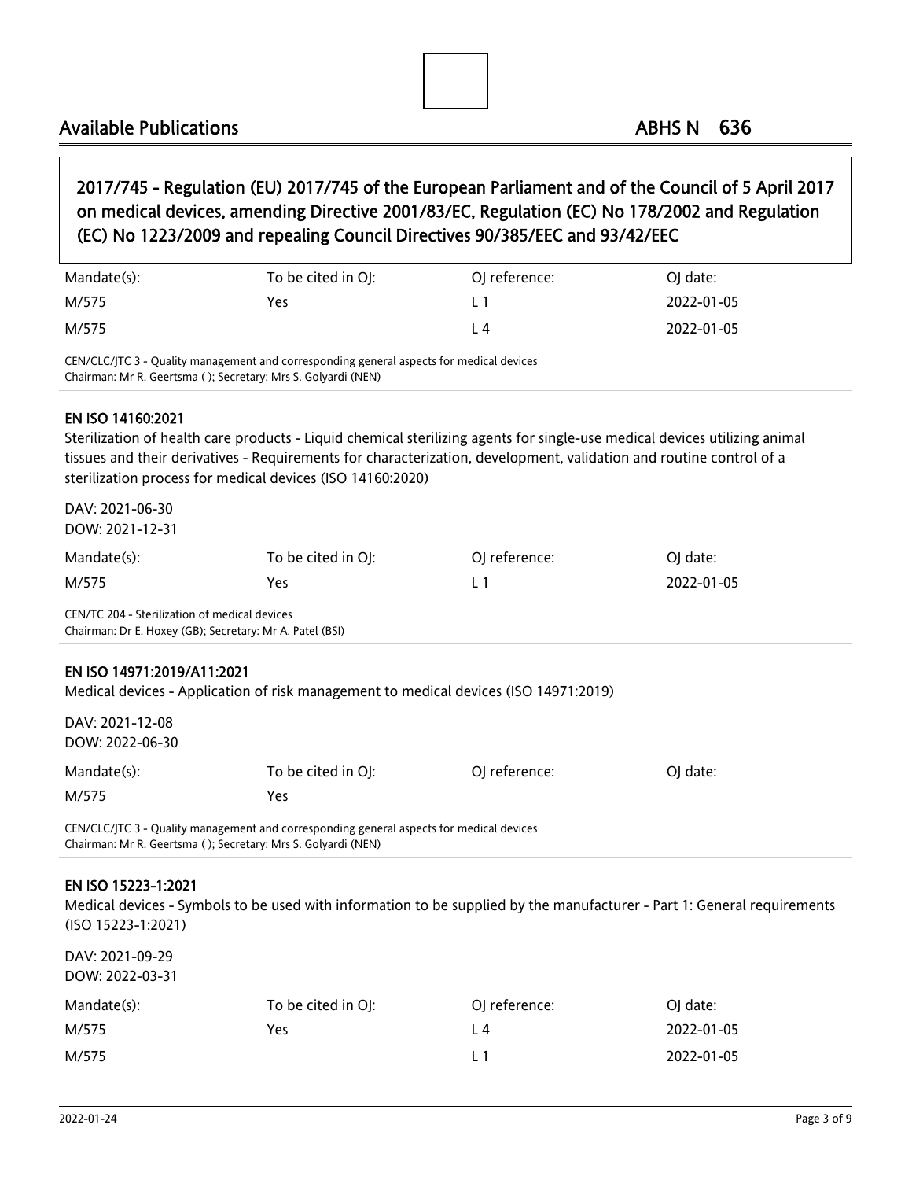## 2017/745 - Regulation (EU) 2017/745 of the European Parliament and of the Council of 5 April 2017 on medical devices, amending Directive 2001/83/EC, Regulation (EC) No 178/2002 and Regulation (EC) No 1223/2009 and repealing Council Directives 90/385/EEC and 93/42/EEC

| Mandate(s): | To be cited in OJ: | OJ reference: | OJ date: |
|---|---|---|---|
| M/575 | Yes | L 1 | 2022-01-05 |
| M/575 | | L 4 | 2022-01-05 |

CEN/CLC/JTC 3 - Quality management and corresponding general aspects for medical devices
Chairman: Mr R. Geertsma ( ); Secretary: Mrs S. Golyardi (NEN)

### EN ISO 14160:2021

Sterilization of health care products - Liquid chemical sterilizing agents for single-use medical devices utilizing animal tissues and their derivatives - Requirements for characterization, development, validation and routine control of a sterilization process for medical devices (ISO 14160:2020)

DAV: 2021-06-30
DOW: 2021-12-31

| Mandate(s): | To be cited in OJ: | OJ reference: | OJ date: |
|---|---|---|---|
| M/575 | Yes | L 1 | 2022-01-05 |

CEN/TC 204 - Sterilization of medical devices
Chairman: Dr E. Hoxey (GB); Secretary: Mr A. Patel (BSI)

### EN ISO 14971:2019/A11:2021

Medical devices - Application of risk management to medical devices (ISO 14971:2019)

DAV: 2021-12-08
DOW: 2022-06-30

| Mandate(s): | To be cited in OJ: | OJ reference: | OJ date: |
|---|---|---|---|
| M/575 | Yes | | |

CEN/CLC/JTC 3 - Quality management and corresponding general aspects for medical devices
Chairman: Mr R. Geertsma ( ); Secretary: Mrs S. Golyardi (NEN)

### EN ISO 15223-1:2021

Medical devices - Symbols to be used with information to be supplied by the manufacturer - Part 1: General requirements (ISO 15223-1:2021)

DAV: 2021-09-29
DOW: 2022-03-31

| Mandate(s): | To be cited in OJ: | OJ reference: | OJ date: |
|---|---|---|---|
| M/575 | Yes | L 4 | 2022-01-05 |
| M/575 | | L 1 | 2022-01-05 |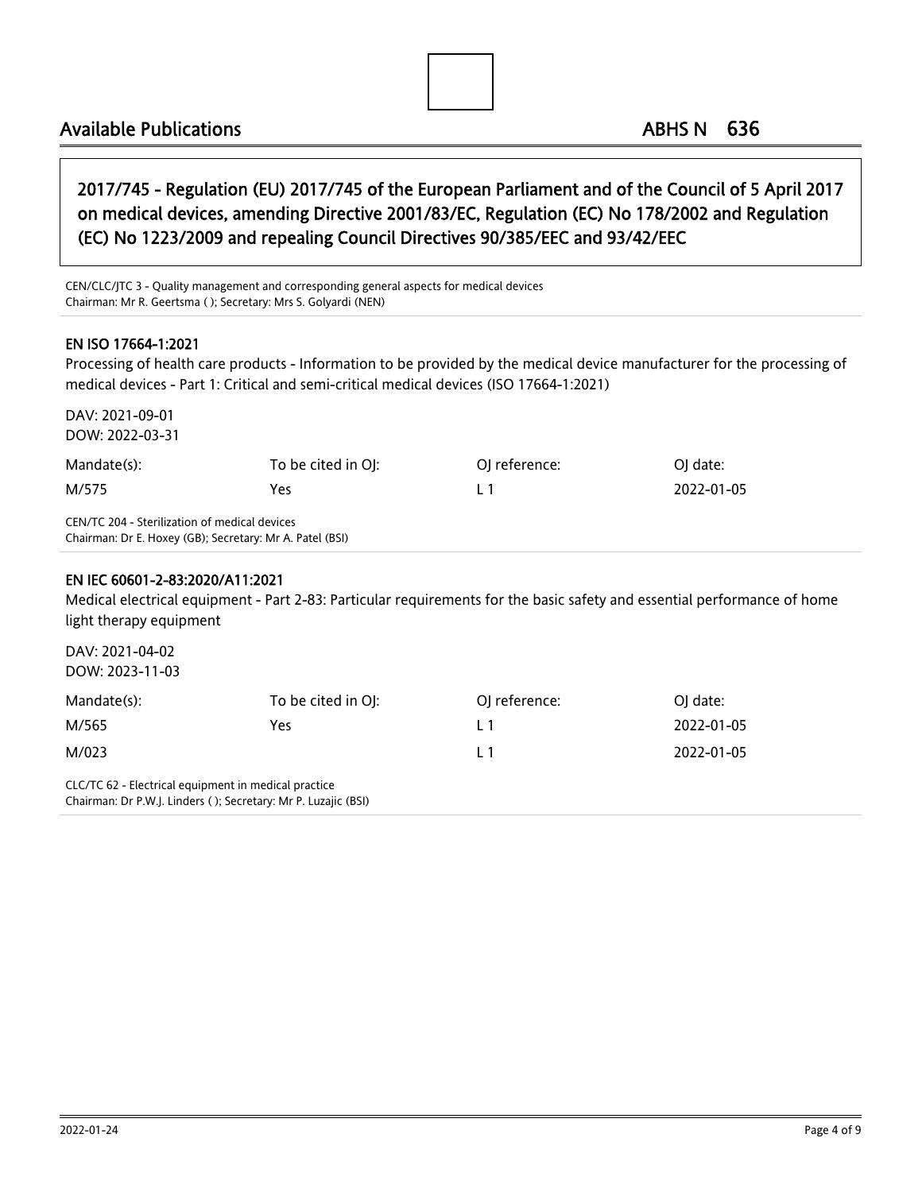## 2017/745 - Regulation (EU) 2017/745 of the European Parliament and of the Council of 5 April 2017 on medical devices, amending Directive 2001/83/EC, Regulation (EC) No 178/2002 and Regulation (EC) No 1223/2009 and repealing Council Directives 90/385/EEC and 93/42/EEC

CEN/CLC/JTC 3 - Quality management and corresponding general aspects for medical devices
Chairman: Mr R. Geertsma ( ); Secretary: Mrs S. Golyardi (NEN)

### EN ISO 17664-1:2021

Processing of health care products - Information to be provided by the medical device manufacturer for the processing of medical devices - Part 1: Critical and semi-critical medical devices (ISO 17664-1:2021)

DAV: 2021-09-01
DOW: 2022-03-31

| Mandate(s): | To be cited in OJ: | OJ reference: | OJ date: |
|---|---|---|---|
| M/575 | Yes | L 1 | 2022-01-05 |

CEN/TC 204 - Sterilization of medical devices
Chairman: Dr E. Hoxey (GB); Secretary: Mr A. Patel (BSI)

### EN IEC 60601-2-83:2020/A11:2021

Medical electrical equipment - Part 2-83: Particular requirements for the basic safety and essential performance of home light therapy equipment

DAV: 2021-04-02
DOW: 2023-11-03

| Mandate(s): | To be cited in OJ: | OJ reference: | OJ date: |
|---|---|---|---|
| M/565 | Yes | L 1 | 2022-01-05 |
| M/023 | | L 1 | 2022-01-05 |

CLC/TC 62 - Electrical equipment in medical practice
Chairman: Dr P.W.J. Linders ( ); Secretary: Mr P. Luzajic (BSI)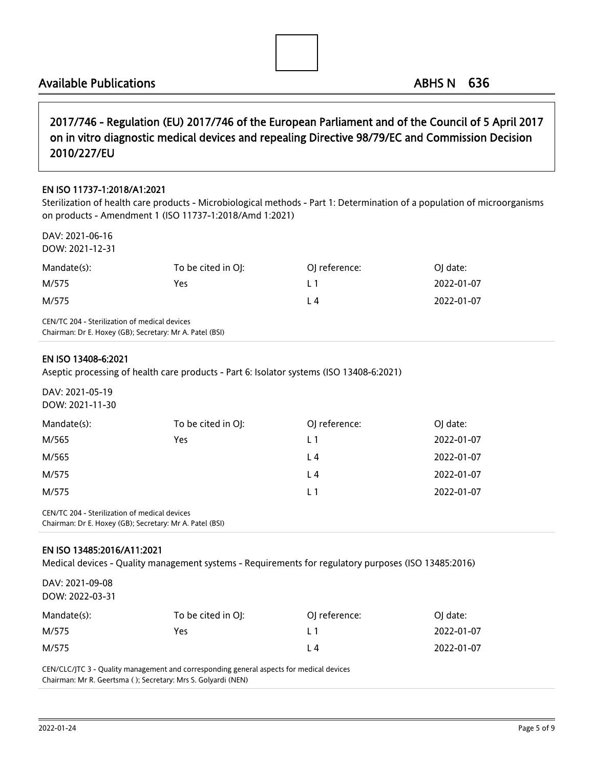## 2017/746 - Regulation (EU) 2017/746 of the European Parliament and of the Council of 5 April 2017 on in vitro diagnostic medical devices and repealing Directive 98/79/EC and Commission Decision 2010/227/EU

### EN ISO 11737-1:2018/A1:2021

Sterilization of health care products - Microbiological methods - Part 1: Determination of a population of microorganisms on products - Amendment 1 (ISO 11737-1:2018/Amd 1:2021)

DAV: 2021-06-16
DOW: 2021-12-31

| Mandate(s): | To be cited in OJ: | OJ reference: | OJ date: |
|---|---|---|---|
| M/575 | Yes | L 1 | 2022-01-07 |
| M/575 | | L 4 | 2022-01-07 |

CEN/TC 204 - Sterilization of medical devices
Chairman: Dr E. Hoxey (GB); Secretary: Mr A. Patel (BSI)

### EN ISO 13408-6:2021

Aseptic processing of health care products - Part 6: Isolator systems (ISO 13408-6:2021)

DAV: 2021-05-19
DOW: 2021-11-30

| Mandate(s): | To be cited in OJ: | OJ reference: | OJ date: |
|---|---|---|---|
| M/565 | Yes | L 1 | 2022-01-07 |
| M/565 | | L 4 | 2022-01-07 |
| M/575 | | L 4 | 2022-01-07 |
| M/575 | | L 1 | 2022-01-07 |

CEN/TC 204 - Sterilization of medical devices
Chairman: Dr E. Hoxey (GB); Secretary: Mr A. Patel (BSI)

### EN ISO 13485:2016/A11:2021

Medical devices - Quality management systems - Requirements for regulatory purposes (ISO 13485:2016)

DAV: 2021-09-08
DOW: 2022-03-31

| Mandate(s): | To be cited in OJ: | OJ reference: | OJ date: |
|---|---|---|---|
| M/575 | Yes | L 1 | 2022-01-07 |
| M/575 | | L 4 | 2022-01-07 |

CEN/CLC/JTC 3 - Quality management and corresponding general aspects for medical devices
Chairman: Mr R. Geertsma ( ); Secretary: Mrs S. Golyardi (NEN)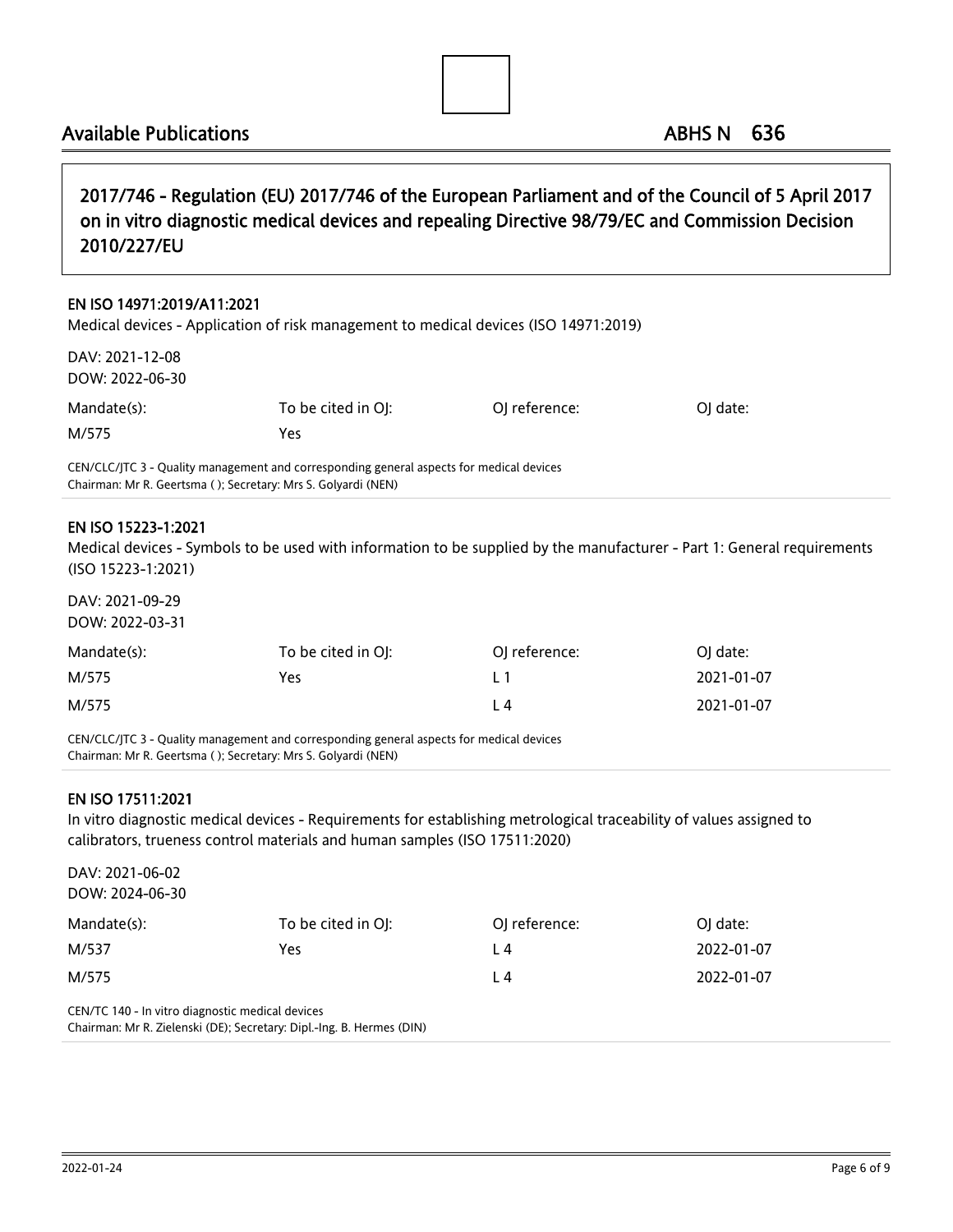## 2017/746 - Regulation (EU) 2017/746 of the European Parliament and of the Council of 5 April 2017 on in vitro diagnostic medical devices and repealing Directive 98/79/EC and Commission Decision 2010/227/EU

### EN ISO 14971:2019/A11:2021

Medical devices - Application of risk management to medical devices (ISO 14971:2019)

DAV: 2021-12-08
DOW: 2022-06-30

| Mandate(s): | To be cited in OJ: | OJ reference: | OJ date: |
| --- | --- | --- | --- |
| M/575 | Yes | | |

CEN/CLC/JTC 3 - Quality management and corresponding general aspects for medical devices
Chairman: Mr R. Geertsma ( ); Secretary: Mrs S. Golyardi (NEN)

### EN ISO 15223-1:2021

Medical devices - Symbols to be used with information to be supplied by the manufacturer - Part 1: General requirements (ISO 15223-1:2021)

DAV: 2021-09-29
DOW: 2022-03-31

| Mandate(s): | To be cited in OJ: | OJ reference: | OJ date: |
| --- | --- | --- | --- |
| M/575 | Yes | L 1 | 2021-01-07 |
| M/575 | | L 4 | 2021-01-07 |

CEN/CLC/JTC 3 - Quality management and corresponding general aspects for medical devices
Chairman: Mr R. Geertsma ( ); Secretary: Mrs S. Golyardi (NEN)

### EN ISO 17511:2021

In vitro diagnostic medical devices - Requirements for establishing metrological traceability of values assigned to calibrators, trueness control materials and human samples (ISO 17511:2020)

DAV: 2021-06-02
DOW: 2024-06-30

| Mandate(s): | To be cited in OJ: | OJ reference: | OJ date: |
| --- | --- | --- | --- |
| M/537 | Yes | L 4 | 2022-01-07 |
| M/575 | | L 4 | 2022-01-07 |

CEN/TC 140 - In vitro diagnostic medical devices
Chairman: Mr R. Zielenski (DE); Secretary: Dipl.-Ing. B. Hermes (DIN)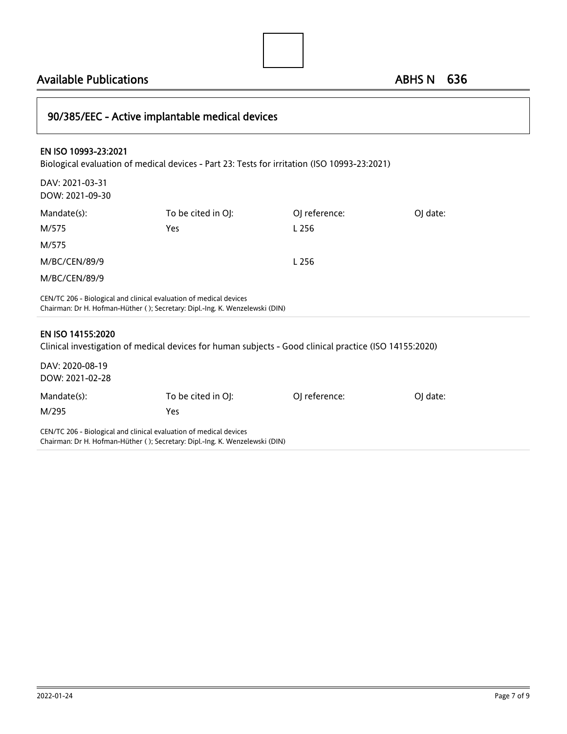## 90/385/EEC - Active implantable medical devices

### EN ISO 10993-23:2021

Biological evaluation of medical devices - Part 23: Tests for irritation (ISO 10993-23:2021)

DAV: 2021-03-31
DOW: 2021-09-30

| Mandate(s): | To be cited in OJ: | OJ reference: | OJ date: |
|---|---|---|---|
| M/575 | Yes | L 256 | |
| M/575 | | | |
| M/BC/CEN/89/9 | | L 256 | |
| M/BC/CEN/89/9 | | | |

CEN/TC 206 - Biological and clinical evaluation of medical devices
Chairman: Dr H. Hofman-Hüther ( ); Secretary: Dipl.-Ing. K. Wenzelewski (DIN)

### EN ISO 14155:2020

Clinical investigation of medical devices for human subjects - Good clinical practice (ISO 14155:2020)

DAV: 2020-08-19
DOW: 2021-02-28

| Mandate(s): | To be cited in OJ: | OJ reference: | OJ date: |
|---|---|---|---|
| M/295 | Yes | | |

CEN/TC 206 - Biological and clinical evaluation of medical devices
Chairman: Dr H. Hofman-Hüther ( ); Secretary: Dipl.-Ing. K. Wenzelewski (DIN)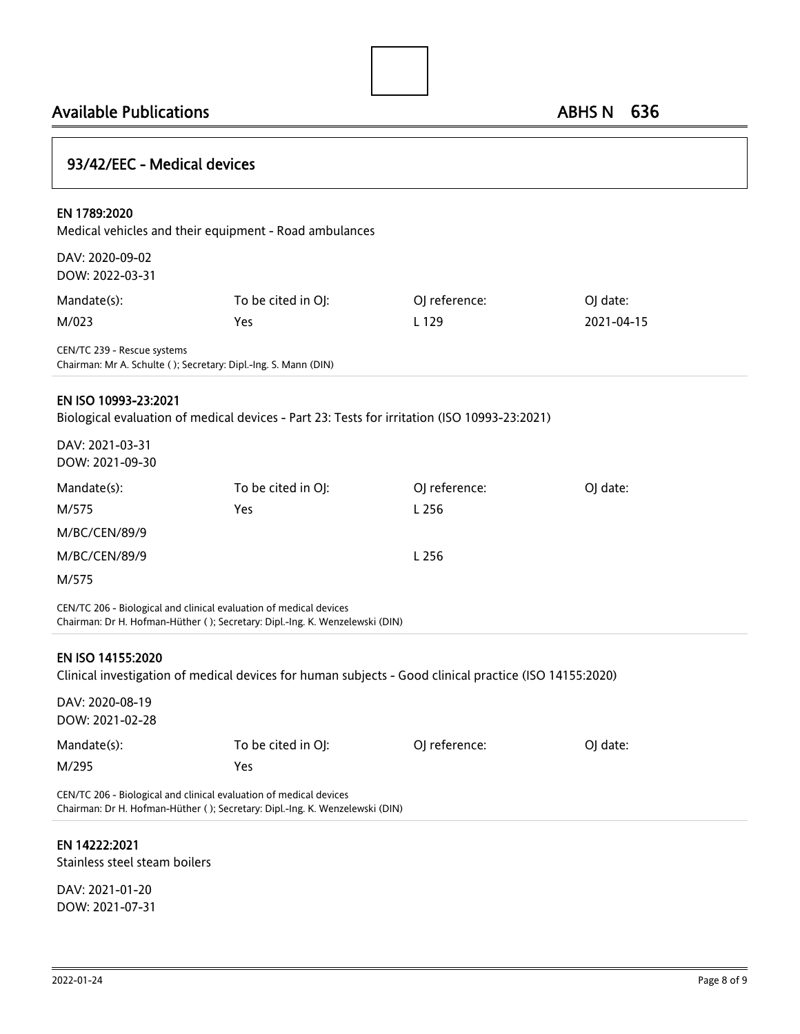## 93/42/EEC - Medical devices

### EN 1789:2020

Medical vehicles and their equipment - Road ambulances

DAV: 2020-09-02
DOW: 2022-03-31

| Mandate(s): | To be cited in OJ: | OJ reference: | OJ date: |
|---|---|---|---|
| M/023 | Yes | L 129 | 2021-04-15 |

CEN/TC 239 - Rescue systems
Chairman: Mr A. Schulte ( ); Secretary: Dipl.-Ing. S. Mann (DIN)

### EN ISO 10993-23:2021

Biological evaluation of medical devices - Part 23: Tests for irritation (ISO 10993-23:2021)

DAV: 2021-03-31
DOW: 2021-09-30

| Mandate(s): | To be cited in OJ: | OJ reference: | OJ date: |
|---|---|---|---|
| M/575 | Yes | L 256 | |
| M/BC/CEN/89/9 | | | |
| M/BC/CEN/89/9 | | L 256 | |
| M/575 | | | |

CEN/TC 206 - Biological and clinical evaluation of medical devices
Chairman: Dr H. Hofman-Hüther ( ); Secretary: Dipl.-Ing. K. Wenzelewski (DIN)

### EN ISO 14155:2020

Clinical investigation of medical devices for human subjects - Good clinical practice (ISO 14155:2020)

DAV: 2020-08-19
DOW: 2021-02-28

| Mandate(s): | To be cited in OJ: | OJ reference: | OJ date: |
|---|---|---|---|
| M/295 | Yes | | |

CEN/TC 206 - Biological and clinical evaluation of medical devices
Chairman: Dr H. Hofman-Hüther ( ); Secretary: Dipl.-Ing. K. Wenzelewski (DIN)

### EN 14222:2021

Stainless steel steam boilers

DAV: 2021-01-20
DOW: 2021-07-31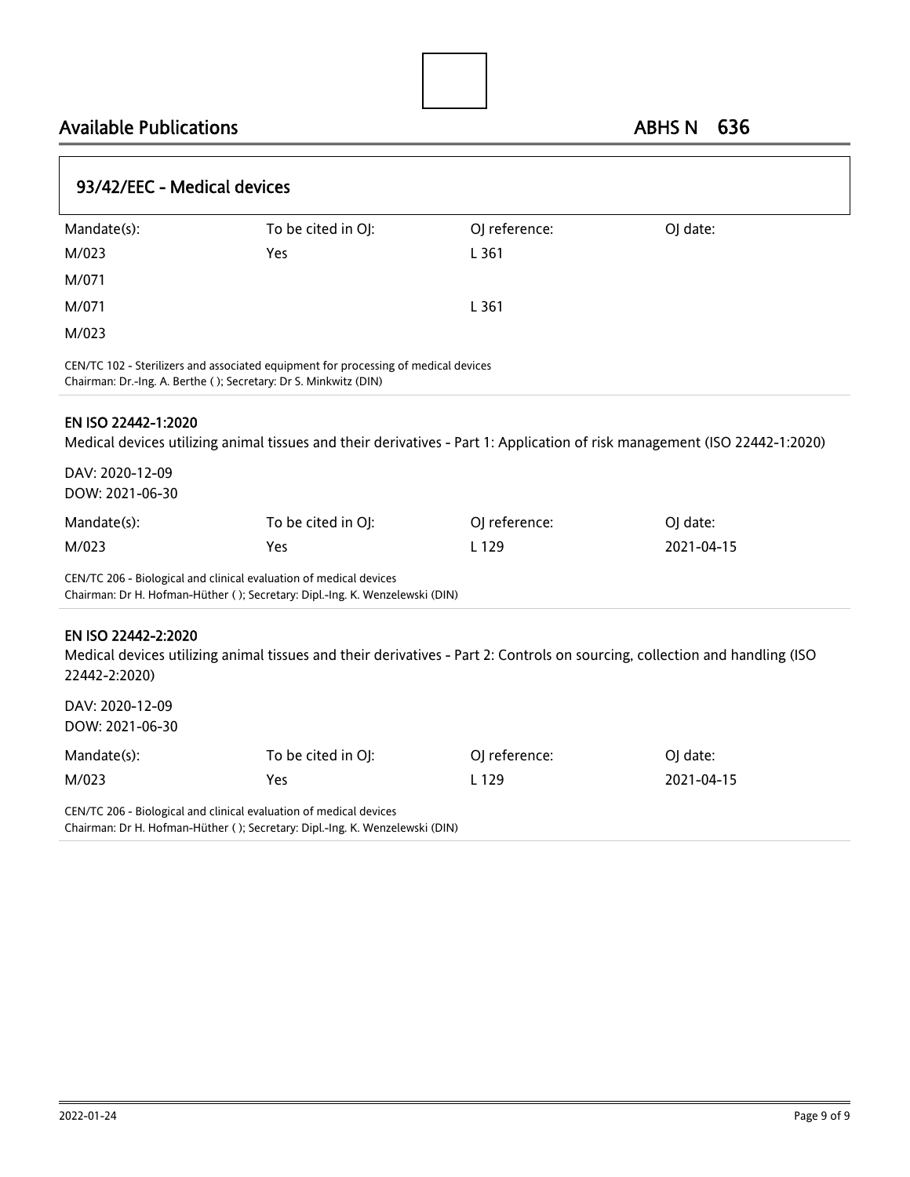## 93/42/EEC - Medical devices

| Mandate(s): | To be cited in OJ: | OJ reference: | OJ date: |
|---|---|---|---|
| M/023 | Yes | L 361 | |
| M/071 | | | |
| M/071 | | L 361 | |
| M/023 | | | |

CEN/TC 102 - Sterilizers and associated equipment for processing of medical devices
Chairman: Dr.-Ing. A. Berthe ( ); Secretary: Dr S. Minkwitz (DIN)

### EN ISO 22442-1:2020

Medical devices utilizing animal tissues and their derivatives - Part 1: Application of risk management (ISO 22442-1:2020)

DAV: 2020-12-09
DOW: 2021-06-30

| Mandate(s): | To be cited in OJ: | OJ reference: | OJ date: |
|---|---|---|---|
| M/023 | Yes | L 129 | 2021-04-15 |

CEN/TC 206 - Biological and clinical evaluation of medical devices
Chairman: Dr H. Hofman-Hüther ( ); Secretary: Dipl.-Ing. K. Wenzelewski (DIN)

### EN ISO 22442-2:2020

Medical devices utilizing animal tissues and their derivatives - Part 2: Controls on sourcing, collection and handling (ISO 22442-2:2020)

DAV: 2020-12-09
DOW: 2021-06-30

| Mandate(s): | To be cited in OJ: | OJ reference: | OJ date: |
|---|---|---|---|
| M/023 | Yes | L 129 | 2021-04-15 |

CEN/TC 206 - Biological and clinical evaluation of medical devices
Chairman: Dr H. Hofman-Hüther ( ); Secretary: Dipl.-Ing. K. Wenzelewski (DIN)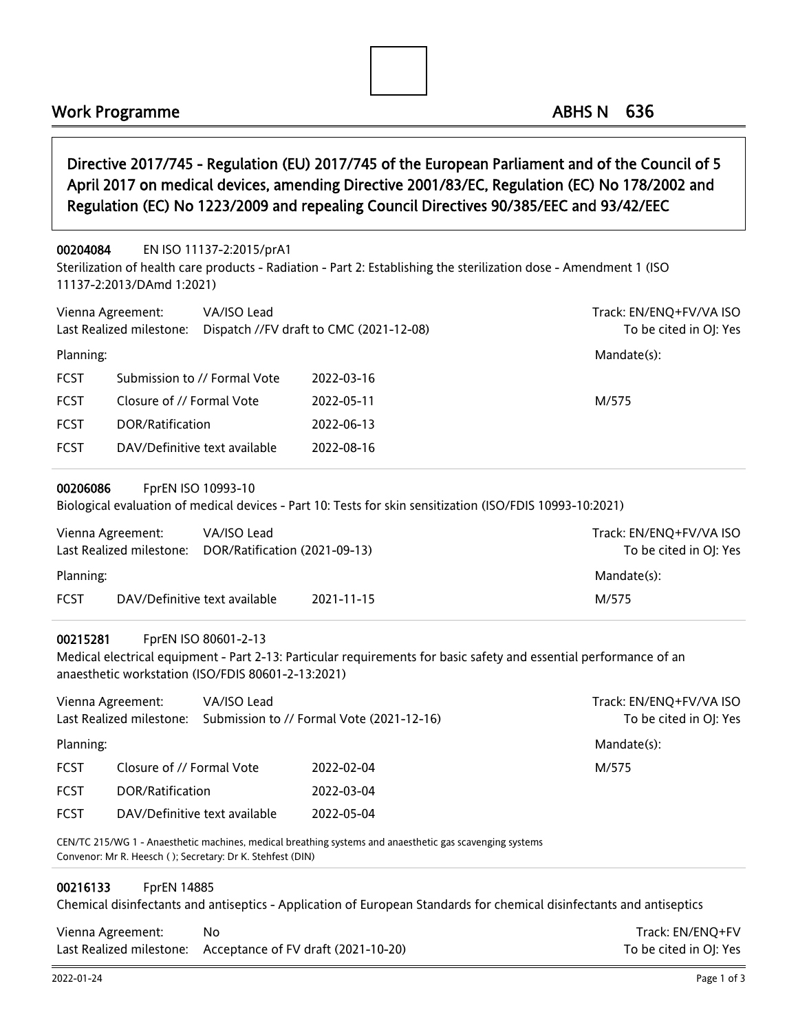## Work Programme — ABHS N 636

### Directive 2017/745 - Regulation (EU) 2017/745 of the European Parliament and of the Council of 5 April 2017 on medical devices, amending Directive 2001/83/EC, Regulation (EC) No 178/2002 and Regulation (EC) No 1223/2009 and repealing Council Directives 90/385/EEC and 93/42/EEC

**00204084** EN ISO 11137-2:2015/prA1

Sterilization of health care products - Radiation - Part 2: Establishing the sterilization dose - Amendment 1 (ISO 11137-2:2013/DAmd 1:2021)

Vienna Agreement: VA/ISO Lead
Last Realized milestone: Dispatch //FV draft to CMC (2021-12-08)

Track: EN/ENQ+FV/VA ISO
To be cited in OJ: Yes

Planning:

| | | |
|---|---|---|
| FCST | Submission to // Formal Vote | 2022-03-16 |
| FCST | Closure of // Formal Vote | 2022-05-11 |
| FCST | DOR/Ratification | 2022-06-13 |
| FCST | DAV/Definitive text available | 2022-08-16 |

Mandate(s): M/575

---

**00206086** FprEN ISO 10993-10

Biological evaluation of medical devices - Part 10: Tests for skin sensitization (ISO/FDIS 10993-10:2021)

Vienna Agreement: VA/ISO Lead
Last Realized milestone: DOR/Ratification (2021-09-13)

Track: EN/ENQ+FV/VA ISO
To be cited in OJ: Yes

Planning:

| | | |
|---|---|---|
| FCST | DAV/Definitive text available | 2021-11-15 |

Mandate(s): M/575

---

**00215281** FprEN ISO 80601-2-13

Medical electrical equipment - Part 2-13: Particular requirements for basic safety and essential performance of an anaesthetic workstation (ISO/FDIS 80601-2-13:2021)

Vienna Agreement: VA/ISO Lead
Last Realized milestone: Submission to // Formal Vote (2021-12-16)

Track: EN/ENQ+FV/VA ISO
To be cited in OJ: Yes

Planning:

| | | |
|---|---|---|
| FCST | Closure of // Formal Vote | 2022-02-04 |
| FCST | DOR/Ratification | 2022-03-04 |
| FCST | DAV/Definitive text available | 2022-05-04 |

Mandate(s): M/575

CEN/TC 215/WG 1 - Anaesthetic machines, medical breathing systems and anaesthetic gas scavenging systems
Convenor: Mr R. Heesch ( ); Secretary: Dr K. Stehfest (DIN)

---

**00216133** FprEN 14885

Chemical disinfectants and antiseptics - Application of European Standards for chemical disinfectants and antiseptics

Vienna Agreement: No
Last Realized milestone: Acceptance of FV draft (2021-10-20)

Track: EN/ENQ+FV
To be cited in OJ: Yes

2022-01-24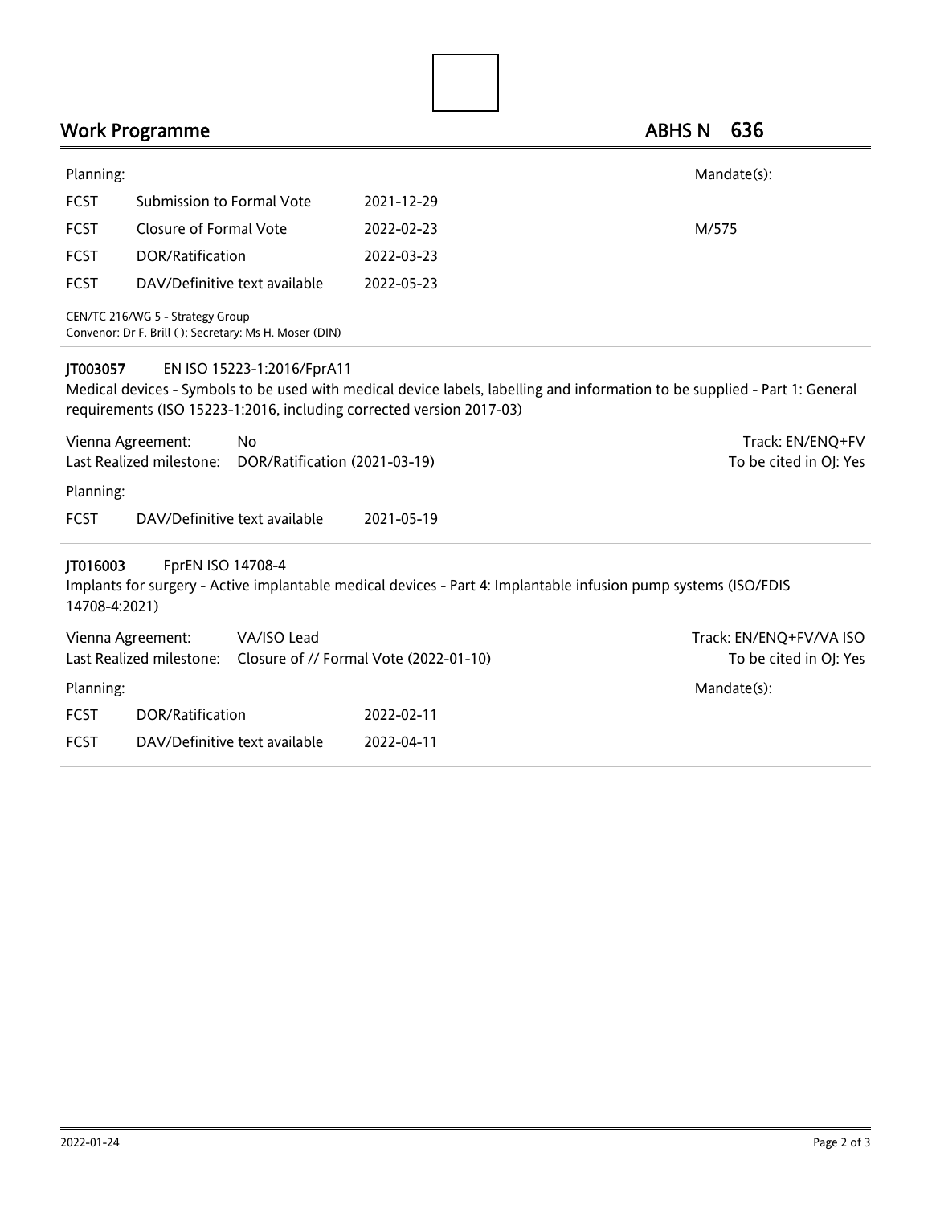## Work Programme

## ABHS N 636

Planning: Mandate(s):

| | | | |
|---|---|---|---|
| FCST | Submission to Formal Vote | 2021-12-29 | |
| FCST | Closure of Formal Vote | 2022-02-23 | M/575 |
| FCST | DOR/Ratification | 2022-03-23 | |
| FCST | DAV/Definitive text available | 2022-05-23 | |

CEN/TC 216/WG 5 - Strategy Group
Convenor: Dr F. Brill ( ); Secretary: Ms H. Moser (DIN)

---

**JT003057** EN ISO 15223-1:2016/FprA11

Medical devices - Symbols to be used with medical device labels, labelling and information to be supplied - Part 1: General requirements (ISO 15223-1:2016, including corrected version 2017-03)

Vienna Agreement: No — Track: EN/ENQ+FV
Last Realized milestone: DOR/Ratification (2021-03-19) — To be cited in OJ: Yes

Planning:

| | | |
|---|---|---|
| FCST | DAV/Definitive text available | 2021-05-19 |

---

**JT016003** FprEN ISO 14708-4

Implants for surgery - Active implantable medical devices - Part 4: Implantable infusion pump systems (ISO/FDIS 14708-4:2021)

Vienna Agreement: VA/ISO Lead — Track: EN/ENQ+FV/VA ISO
Last Realized milestone: Closure of // Formal Vote (2022-01-10) — To be cited in OJ: Yes

Planning: Mandate(s):

| | | |
|---|---|---|
| FCST | DOR/Ratification | 2022-02-11 |
| FCST | DAV/Definitive text available | 2022-04-11 |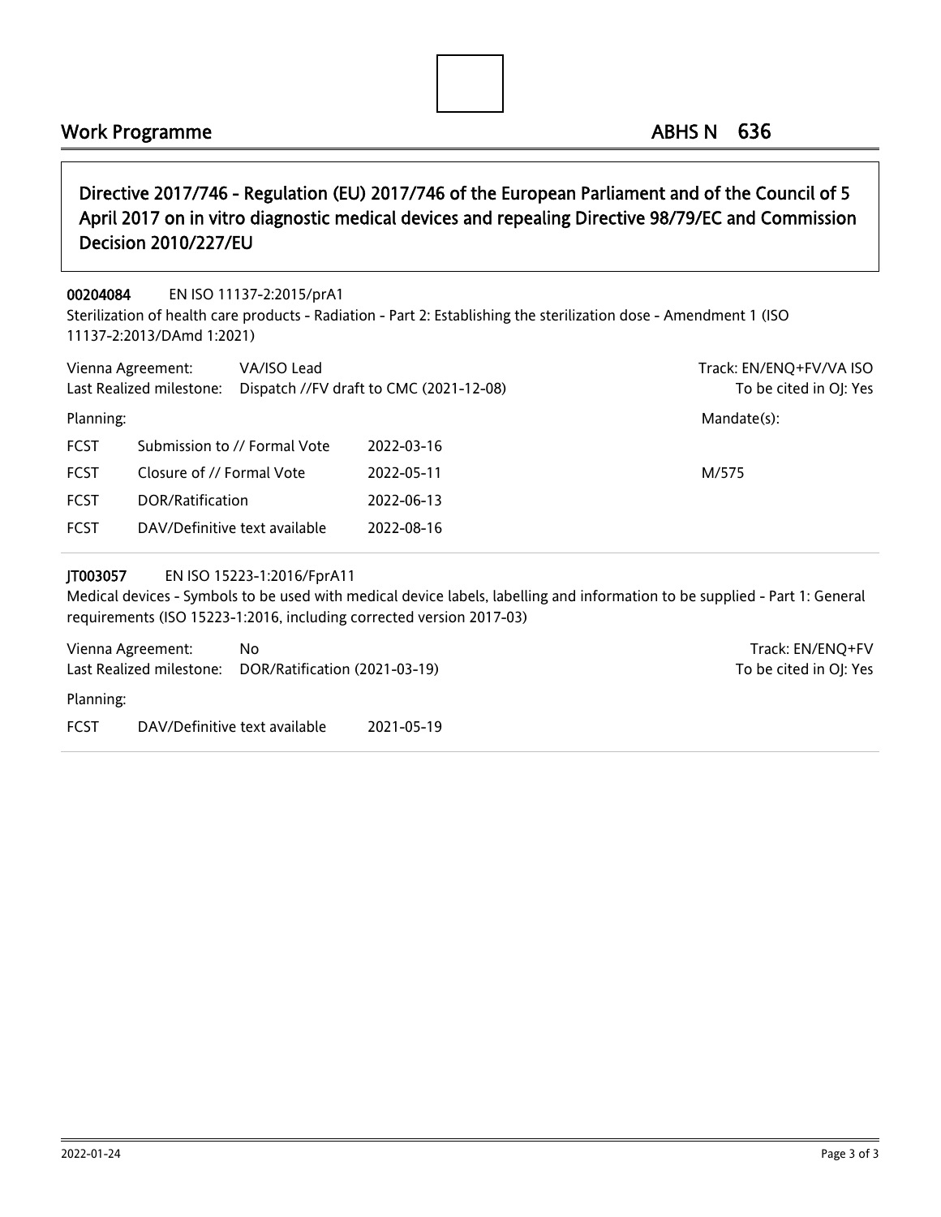## Directive 2017/746 - Regulation (EU) 2017/746 of the European Parliament and of the Council of 5 April 2017 on in vitro diagnostic medical devices and repealing Directive 98/79/EC and Commission Decision 2010/227/EU

**00204084** EN ISO 11137-2:2015/prA1

Sterilization of health care products - Radiation - Part 2: Establishing the sterilization dose - Amendment 1 (ISO 11137-2:2013/DAmd 1:2021)

Vienna Agreement: VA/ISO Lead
Last Realized milestone: Dispatch //FV draft to CMC (2021-12-08)

Track: EN/ENQ+FV/VA ISO
To be cited in OJ: Yes

Planning:

| | | |
|---|---|---|
| FCST | Submission to // Formal Vote | 2022-03-16 |
| FCST | Closure of // Formal Vote | 2022-05-11 |
| FCST | DOR/Ratification | 2022-06-13 |
| FCST | DAV/Definitive text available | 2022-08-16 |

Mandate(s):
M/575

**JT003057** EN ISO 15223-1:2016/FprA11

Medical devices - Symbols to be used with medical device labels, labelling and information to be supplied - Part 1: General requirements (ISO 15223-1:2016, including corrected version 2017-03)

Vienna Agreement: No
Last Realized milestone: DOR/Ratification (2021-03-19)

Track: EN/ENQ+FV
To be cited in OJ: Yes

Planning:

| | | |
|---|---|---|
| FCST | DAV/Definitive text available | 2021-05-19 |